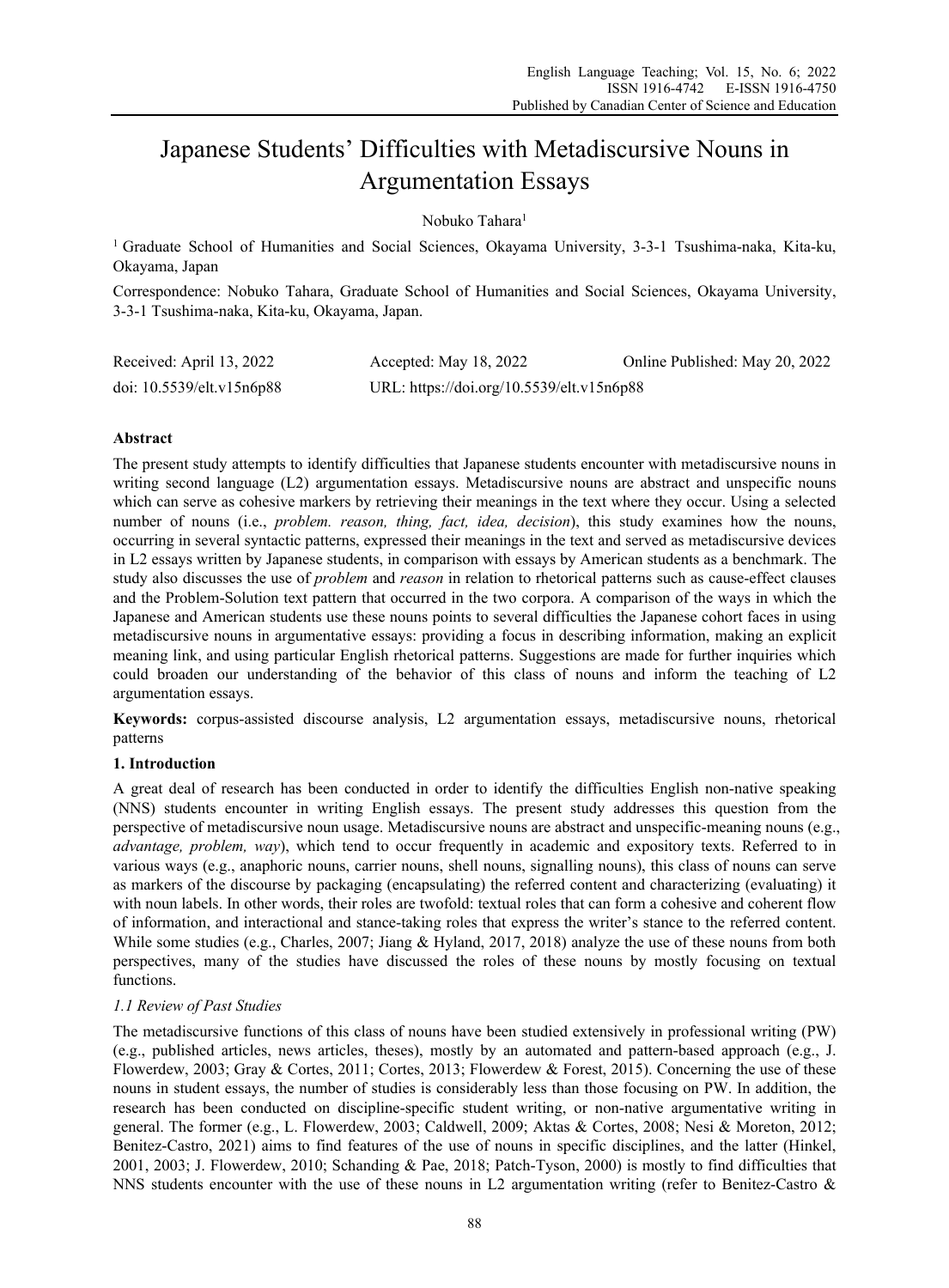# Japanese Students' Difficulties with Metadiscursive Nouns in Argumentation Essays

Nobuko Tahara[1]

[1] Graduate School of Humanities and Social Sciences, Okayama University, 3-3-1 Tsushima-naka, Kita-ku, Okayama, Japan

Correspondence: Nobuko Tahara, Graduate School of Humanities and Social Sciences, Okayama University, 3-3-1 Tsushima-naka, Kita-ku, Okayama, Japan.

| Received: April 13, 2022 | Accepted: May 18, 2022 | Online Published: May 20, 2022 |
|---|---|---|
| doi: 10.5539/elt.v15n6p88 | URL: https://doi.org/10.5539/elt.v15n6p88 | |

### Abstract

The present study attempts to identify difficulties that Japanese students encounter with metadiscursive nouns in writing second language (L2) argumentation essays. Metadiscursive nouns are abstract and unspecific nouns which can serve as cohesive markers by retrieving their meanings in the text where they occur. Using a selected number of nouns (i.e., *problem. reason, thing, fact, idea, decision*), this study examines how the nouns, occurring in several syntactic patterns, expressed their meanings in the text and served as metadiscursive devices in L2 essays written by Japanese students, in comparison with essays by American students as a benchmark. The study also discusses the use of *problem* and *reason* in relation to rhetorical patterns such as cause-effect clauses and the Problem-Solution text pattern that occurred in the two corpora. A comparison of the ways in which the Japanese and American students use these nouns points to several difficulties the Japanese cohort faces in using metadiscursive nouns in argumentative essays: providing a focus in describing information, making an explicit meaning link, and using particular English rhetorical patterns. Suggestions are made for further inquiries which could broaden our understanding of the behavior of this class of nouns and inform the teaching of L2 argumentation essays.

**Keywords:** corpus-assisted discourse analysis, L2 argumentation essays, metadiscursive nouns, rhetorical patterns

## 1. Introduction

A great deal of research has been conducted in order to identify the difficulties English non-native speaking (NNS) students encounter in writing English essays. The present study addresses this question from the perspective of metadiscursive noun usage. Metadiscursive nouns are abstract and unspecific-meaning nouns (e.g., *advantage, problem, way*), which tend to occur frequently in academic and expository texts. Referred to in various ways (e.g., anaphoric nouns, carrier nouns, shell nouns, signalling nouns), this class of nouns can serve as markers of the discourse by packaging (encapsulating) the referred content and characterizing (evaluating) it with noun labels. In other words, their roles are twofold: textual roles that can form a cohesive and coherent flow of information, and interactional and stance-taking roles that express the writer's stance to the referred content. While some studies (e.g., Charles, 2007; Jiang & Hyland, 2017, 2018) analyze the use of these nouns from both perspectives, many of the studies have discussed the roles of these nouns by mostly focusing on textual functions.

### *1.1 Review of Past Studies*

The metadiscursive functions of this class of nouns have been studied extensively in professional writing (PW) (e.g., published articles, news articles, theses), mostly by an automated and pattern-based approach (e.g., J. Flowerdew, 2003; Gray & Cortes, 2011; Cortes, 2013; Flowerdew & Forest, 2015). Concerning the use of these nouns in student essays, the number of studies is considerably less than those focusing on PW. In addition, the research has been conducted on discipline-specific student writing, or non-native argumentative writing in general. The former (e.g., L. Flowerdew, 2003; Caldwell, 2009; Aktas & Cortes, 2008; Nesi & Moreton, 2012; Benitez-Castro, 2021) aims to find features of the use of nouns in specific disciplines, and the latter (Hinkel, 2001, 2003; J. Flowerdew, 2010; Schanding & Pae, 2018; Patch-Tyson, 2000) is mostly to find difficulties that NNS students encounter with the use of these nouns in L2 argumentation writing (refer to Benitez-Castro &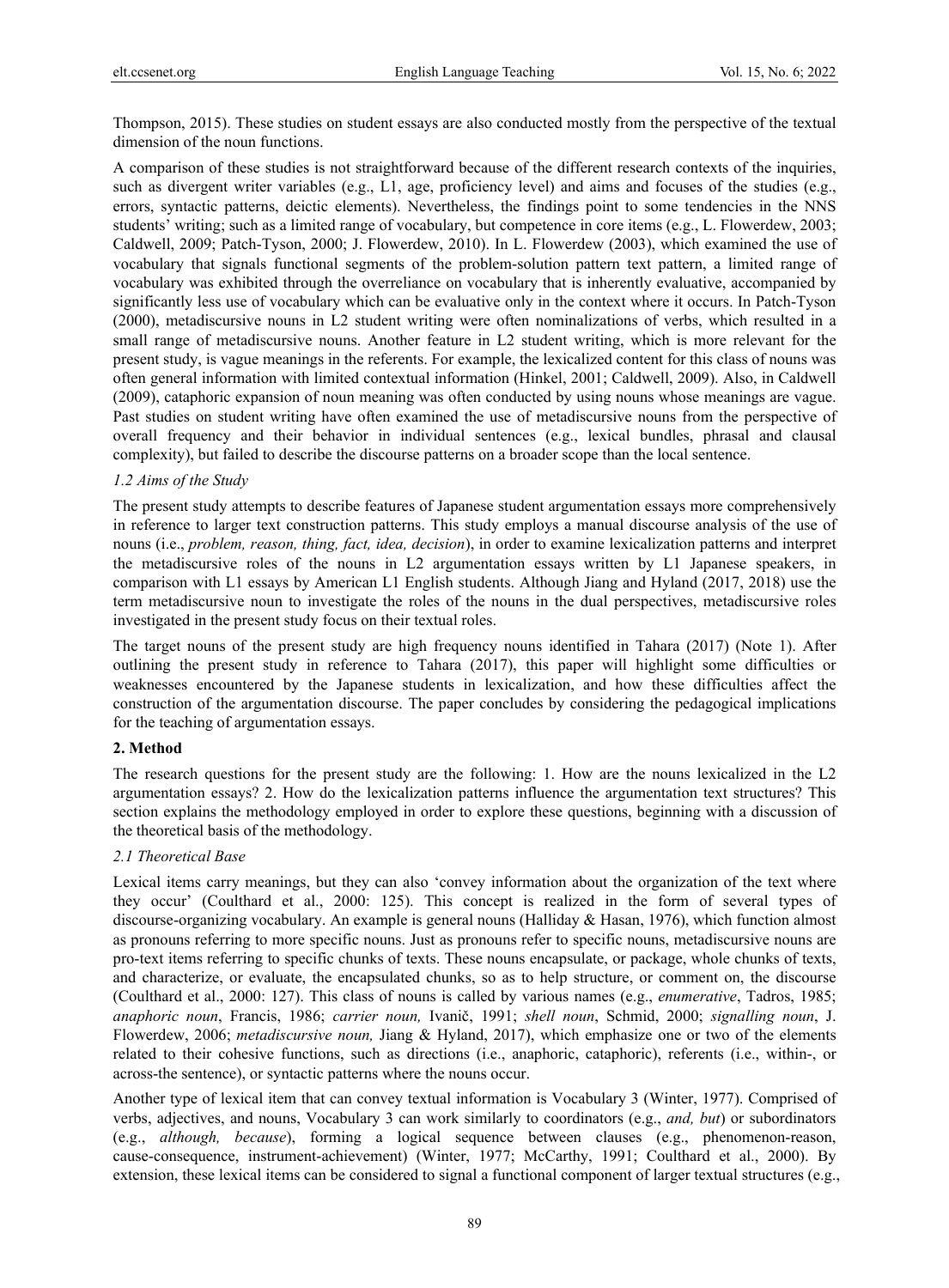Thompson, 2015). These studies on student essays are also conducted mostly from the perspective of the textual dimension of the noun functions.

A comparison of these studies is not straightforward because of the different research contexts of the inquiries, such as divergent writer variables (e.g., L1, age, proficiency level) and aims and focuses of the studies (e.g., errors, syntactic patterns, deictic elements). Nevertheless, the findings point to some tendencies in the NNS students' writing; such as a limited range of vocabulary, but competence in core items (e.g., L. Flowerdew, 2003; Caldwell, 2009; Patch-Tyson, 2000; J. Flowerdew, 2010). In L. Flowerdew (2003), which examined the use of vocabulary that signals functional segments of the problem-solution pattern text pattern, a limited range of vocabulary was exhibited through the overreliance on vocabulary that is inherently evaluative, accompanied by significantly less use of vocabulary which can be evaluative only in the context where it occurs. In Patch-Tyson (2000), metadiscursive nouns in L2 student writing were often nominalizations of verbs, which resulted in a small range of metadiscursive nouns. Another feature in L2 student writing, which is more relevant for the present study, is vague meanings in the referents. For example, the lexicalized content for this class of nouns was often general information with limited contextual information (Hinkel, 2001; Caldwell, 2009). Also, in Caldwell (2009), cataphoric expansion of noun meaning was often conducted by using nouns whose meanings are vague. Past studies on student writing have often examined the use of metadiscursive nouns from the perspective of overall frequency and their behavior in individual sentences (e.g., lexical bundles, phrasal and clausal complexity), but failed to describe the discourse patterns on a broader scope than the local sentence.

### *1.2 Aims of the Study*

The present study attempts to describe features of Japanese student argumentation essays more comprehensively in reference to larger text construction patterns. This study employs a manual discourse analysis of the use of nouns (i.e., *problem, reason, thing, fact, idea, decision*), in order to examine lexicalization patterns and interpret the metadiscursive roles of the nouns in L2 argumentation essays written by L1 Japanese speakers, in comparison with L1 essays by American L1 English students. Although Jiang and Hyland (2017, 2018) use the term metadiscursive noun to investigate the roles of the nouns in the dual perspectives, metadiscursive roles investigated in the present study focus on their textual roles.

The target nouns of the present study are high frequency nouns identified in Tahara (2017) (Note 1). After outlining the present study in reference to Tahara (2017), this paper will highlight some difficulties or weaknesses encountered by the Japanese students in lexicalization, and how these difficulties affect the construction of the argumentation discourse. The paper concludes by considering the pedagogical implications for the teaching of argumentation essays.

## **2. Method**

The research questions for the present study are the following: 1. How are the nouns lexicalized in the L2 argumentation essays? 2. How do the lexicalization patterns influence the argumentation text structures? This section explains the methodology employed in order to explore these questions, beginning with a discussion of the theoretical basis of the methodology.

### *2.1 Theoretical Base*

Lexical items carry meanings, but they can also 'convey information about the organization of the text where they occur' (Coulthard et al., 2000: 125). This concept is realized in the form of several types of discourse-organizing vocabulary. An example is general nouns (Halliday & Hasan, 1976), which function almost as pronouns referring to more specific nouns. Just as pronouns refer to specific nouns, metadiscursive nouns are pro-text items referring to specific chunks of texts. These nouns encapsulate, or package, whole chunks of texts, and characterize, or evaluate, the encapsulated chunks, so as to help structure, or comment on, the discourse (Coulthard et al., 2000: 127). This class of nouns is called by various names (e.g., *enumerative*, Tadros, 1985; *anaphoric noun*, Francis, 1986; *carrier noun,* Ivanič, 1991; *shell noun*, Schmid, 2000; *signalling noun*, J. Flowerdew, 2006; *metadiscursive noun,* Jiang & Hyland, 2017), which emphasize one or two of the elements related to their cohesive functions, such as directions (i.e., anaphoric, cataphoric), referents (i.e., within-, or across-the sentence), or syntactic patterns where the nouns occur.

Another type of lexical item that can convey textual information is Vocabulary 3 (Winter, 1977). Comprised of verbs, adjectives, and nouns, Vocabulary 3 can work similarly to coordinators (e.g., *and, but*) or subordinators (e.g., *although, because*), forming a logical sequence between clauses (e.g., phenomenon-reason, cause-consequence, instrument-achievement) (Winter, 1977; McCarthy, 1991; Coulthard et al., 2000). By extension, these lexical items can be considered to signal a functional component of larger textual structures (e.g.,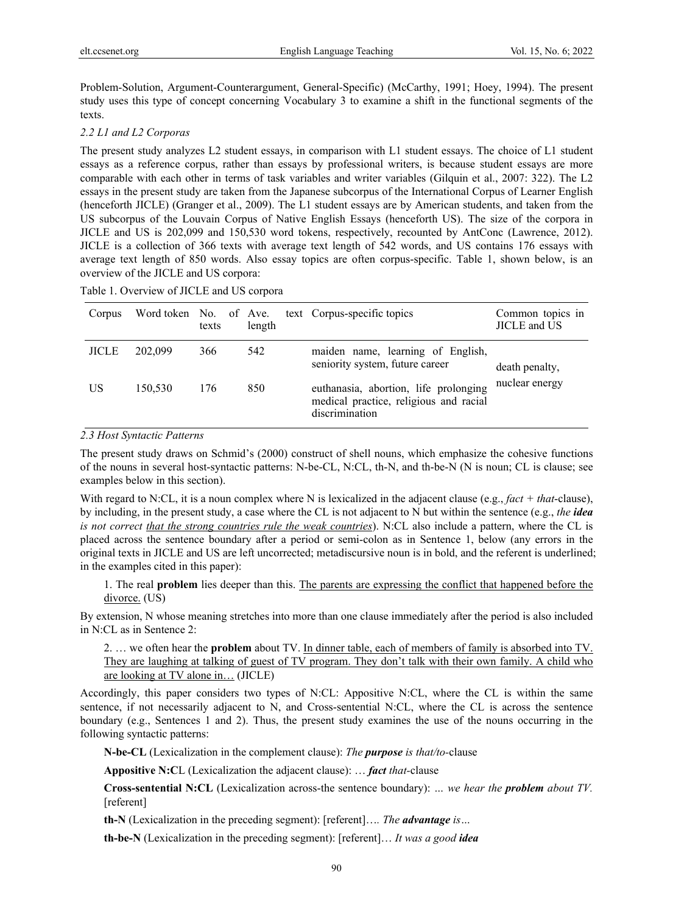Problem-Solution, Argument-Counterargument, General-Specific) (McCarthy, 1991; Hoey, 1994). The present study uses this type of concept concerning Vocabulary 3 to examine a shift in the functional segments of the texts.

### 2.2 L1 and L2 Corporas

The present study analyzes L2 student essays, in comparison with L1 student essays. The choice of L1 student essays as a reference corpus, rather than essays by professional writers, is because student essays are more comparable with each other in terms of task variables and writer variables (Gilquin et al., 2007: 322). The L2 essays in the present study are taken from the Japanese subcorpus of the International Corpus of Learner English (henceforth JICLE) (Granger et al., 2009). The L1 student essays are by American students, and taken from the US subcorpus of the Louvain Corpus of Native English Essays (henceforth US). The size of the corpora in JICLE and US is 202,099 and 150,530 word tokens, respectively, recounted by AntConc (Lawrence, 2012). JICLE is a collection of 366 texts with average text length of 542 words, and US contains 176 essays with average text length of 850 words. Also essay topics are often corpus-specific. Table 1, shown below, is an overview of the JICLE and US corpora:

Table 1. Overview of JICLE and US corpora

| Corpus | Word token | No. of texts | Ave. text length | Corpus-specific topics | Common topics in JICLE and US |
|---|---|---|---|---|---|
| JICLE | 202,099 | 366 | 542 | maiden name, learning of English, seniority system, future career | death penalty, nuclear energy |
| US | 150,530 | 176 | 850 | euthanasia, abortion, life prolonging medical practice, religious and racial discrimination | |

### 2.3 Host Syntactic Patterns

The present study draws on Schmid's (2000) construct of shell nouns, which emphasize the cohesive functions of the nouns in several host-syntactic patterns: N-be-CL, N:CL, th-N, and th-be-N (N is noun; CL is clause; see examples below in this section).

With regard to N:CL, it is a noun complex where N is lexicalized in the adjacent clause (e.g., *fact* + *that*-clause), by including, in the present study, a case where the CL is not adjacent to N but within the sentence (e.g., *the **idea** is not correct that the strong countries rule the weak countries*). N:CL also include a pattern, where the CL is placed across the sentence boundary after a period or semi-colon as in Sentence 1, below (any errors in the original texts in JICLE and US are left uncorrected; metadiscursive noun is in bold, and the referent is underlined; in the examples cited in this paper):

1. The real **problem** lies deeper than this. <u>The parents are expressing the conflict that happened before the divorce.</u> (US)

By extension, N whose meaning stretches into more than one clause immediately after the period is also included in N:CL as in Sentence 2:

2. … we often hear the **problem** about TV. <u>In dinner table, each of members of family is absorbed into TV. They are laughing at talking of guest of TV program. They don't talk with their own family. A child who are looking at TV alone in…</u> (JICLE)

Accordingly, this paper considers two types of N:CL: Appositive N:CL, where the CL is within the same sentence, if not necessarily adjacent to N, and Cross-sentential N:CL, where the CL is across the sentence boundary (e.g., Sentences 1 and 2). Thus, the present study examines the use of the nouns occurring in the following syntactic patterns:

**N-be-CL** (Lexicalization in the complement clause): *The **purpose** is that/to*-clause

**Appositive N:CL** (Lexicalization the adjacent clause): … ***fact*** *that*-clause

**Cross-sentential N:CL** (Lexicalization across-the sentence boundary): *… we hear the **problem** about TV.* [referent]

**th-N** (Lexicalization in the preceding segment): [referent]…. *The **advantage** is…*

**th-be-N** (Lexicalization in the preceding segment): [referent]… *It was a good **idea***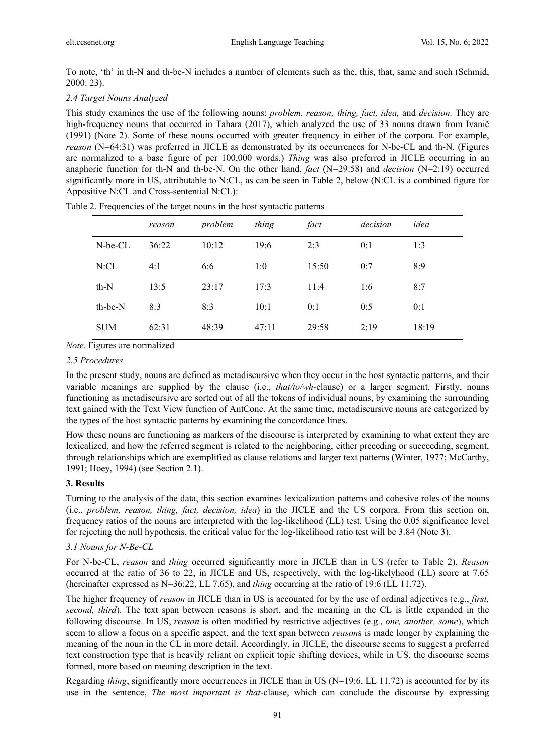To note, 'th' in th-N and th-be-N includes a number of elements such as the, this, that, same and such (Schmid, 2000: 23).

### 2.4 Target Nouns Analyzed

This study examines the use of the following nouns: *problem. reason, thing, fact, idea,* and *decision.* They are high-frequency nouns that occurred in Tahara (2017), which analyzed the use of 33 nouns drawn from Ivanič (1991) (Note 2). Some of these nouns occurred with greater frequency in either of the corpora. For example, *reason* (N=64:31) was preferred in JICLE as demonstrated by its occurrences for N-be-CL and th-N. (Figures are normalized to a base figure of per 100,000 words.) *Thing* was also preferred in JICLE occurring in an anaphoric function for th-N and th-be-N. On the other hand, *fact* (N=29:58) and *decision* (N=2:19) occurred significantly more in US, attributable to N:CL, as can be seen in Table 2, below (N:CL is a combined figure for Appositive N:CL and Cross-sentential N:CL):

Table 2. Frequencies of the target nouns in the host syntactic patterns

| | *reason* | *problem* | *thing* | *fact* | *decision* | *idea* |
|---|---|---|---|---|---|---|
| N-be-CL | 36:22 | 10:12 | 19:6 | 2:3 | 0:1 | 1:3 |
| N:CL | 4:1 | 6:6 | 1:0 | 15:50 | 0:7 | 8:9 |
| th-N | 13:5 | 23:17 | 17:3 | 11:4 | 1:6 | 8:7 |
| th-be-N | 8:3 | 8:3 | 10:1 | 0:1 | 0:5 | 0:1 |
| SUM | 62:31 | 48:39 | 47:11 | 29:58 | 2:19 | 18:19 |

*Note.* Figures are normalized

### 2.5 Procedures

In the present study, nouns are defined as metadiscursive when they occur in the host syntactic patterns, and their variable meanings are supplied by the clause (i.e., *that/to/wh*-clause) or a larger segment. Firstly, nouns functioning as metadiscursive are sorted out of all the tokens of individual nouns, by examining the surrounding text gained with the Text View function of AntConc. At the same time, metadiscursive nouns are categorized by the types of the host syntactic patterns by examining the concordance lines.

How these nouns are functioning as markers of the discourse is interpreted by examining to what extent they are lexicalized, and how the referred segment is related to the neighboring, either preceding or succeeding, segment, through relationships which are exemplified as clause relations and larger text patterns (Winter, 1977; McCarthy, 1991; Hoey, 1994) (see Section 2.1).

## 3. Results

Turning to the analysis of the data, this section examines lexicalization patterns and cohesive roles of the nouns (i.e., *problem, reason, thing, fact, decision, idea*) in the JICLE and the US corpora. From this section on, frequency ratios of the nouns are interpreted with the log-likelihood (LL) test. Using the 0.05 significance level for rejecting the null hypothesis, the critical value for the log-likelihood ratio test will be 3.84 (Note 3).

### 3.1 Nouns for N-Be-CL

For N-be-CL, *reason* and *thing* occurred significantly more in JICLE than in US (refer to Table 2). *Reason* occurred at the ratio of 36 to 22, in JICLE and US, respectively, with the log-likelyhood (LL) score at 7.65 (hereinafter expressed as N=36:22, LL 7.65), and *thing* occurring at the ratio of 19:6 (LL 11.72).

The higher frequency of *reason* in JICLE than in US is accounted for by the use of ordinal adjectives (e.g., *first, second, third*). The text span between reasons is short, and the meaning in the CL is little expanded in the following discourse. In US, *reason* is often modified by restrictive adjectives (e.g., *one, another, some*), which seem to allow a focus on a specific aspect, and the text span between *reason*s is made longer by explaining the meaning of the noun in the CL in more detail. Accordingly, in JICLE, the discourse seems to suggest a preferred text construction type that is heavily reliant on explicit topic shifting devices, while in US, the discourse seems formed, more based on meaning description in the text.

Regarding *thing*, significantly more occurrences in JICLE than in US (N=19:6, LL 11.72) is accounted for by its use in the sentence, *The most important is that*-clause, which can conclude the discourse by expressing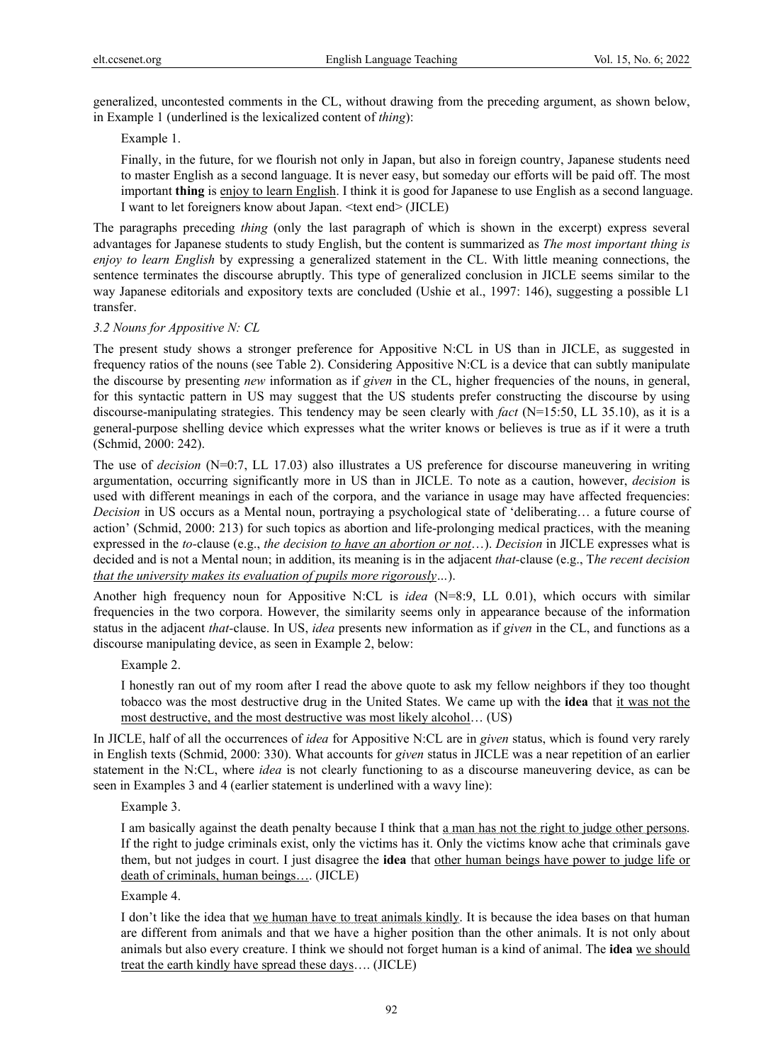generalized, uncontested comments in the CL, without drawing from the preceding argument, as shown below, in Example 1 (underlined is the lexicalized content of *thing*):

Example 1.

Finally, in the future, for we flourish not only in Japan, but also in foreign country, Japanese students need to master English as a second language. It is never easy, but someday our efforts will be paid off. The most important **thing** is <u>enjoy to learn English</u>. I think it is good for Japanese to use English as a second language. I want to let foreigners know about Japan. <text end> (JICLE)

The paragraphs preceding *thing* (only the last paragraph of which is shown in the excerpt) express several advantages for Japanese students to study English, but the content is summarized as *The most important thing is enjoy to learn English* by expressing a generalized statement in the CL. With little meaning connections, the sentence terminates the discourse abruptly. This type of generalized conclusion in JICLE seems similar to the way Japanese editorials and expository texts are concluded (Ushie et al., 1997: 146), suggesting a possible L1 transfer.

### *3.2 Nouns for Appositive N: CL*

The present study shows a stronger preference for Appositive N:CL in US than in JICLE, as suggested in frequency ratios of the nouns (see Table 2). Considering Appositive N:CL is a device that can subtly manipulate the discourse by presenting *new* information as if *given* in the CL, higher frequencies of the nouns, in general, for this syntactic pattern in US may suggest that the US students prefer constructing the discourse by using discourse-manipulating strategies. This tendency may be seen clearly with *fact* (N=15:50, LL 35.10), as it is a general-purpose shelling device which expresses what the writer knows or believes is true as if it were a truth (Schmid, 2000: 242).

The use of *decision* (N=0:7, LL 17.03) also illustrates a US preference for discourse maneuvering in writing argumentation, occurring significantly more in US than in JICLE. To note as a caution, however, *decision* is used with different meanings in each of the corpora, and the variance in usage may have affected frequencies: *Decision* in US occurs as a Mental noun, portraying a psychological state of 'deliberating… a future course of action' (Schmid, 2000: 213) for such topics as abortion and life-prolonging medical practices, with the meaning expressed in the *to*-clause (e.g., *the decision <u>to have an abortion or not</u>*…). *Decision* in JICLE expresses what is decided and is not a Mental noun; in addition, its meaning is in the adjacent *that*-clause (e.g., T*he recent decision <u>that the university makes its evaluation of pupils more rigorously</u>*...).

Another high frequency noun for Appositive N:CL is *idea* (N=8:9, LL 0.01), which occurs with similar frequencies in the two corpora. However, the similarity seems only in appearance because of the information status in the adjacent *that*-clause. In US, *idea* presents new information as if *given* in the CL, and functions as a discourse manipulating device, as seen in Example 2, below:

Example 2.

I honestly ran out of my room after I read the above quote to ask my fellow neighbors if they too thought tobacco was the most destructive drug in the United States. We came up with the **idea** that <u>it was not the most destructive, and the most destructive was most likely alcohol</u>… (US)

In JICLE, half of all the occurrences of *idea* for Appositive N:CL are in *given* status, which is found very rarely in English texts (Schmid, 2000: 330). What accounts for *given* status in JICLE was a near repetition of an earlier statement in the N:CL, where *idea* is not clearly functioning to as a discourse maneuvering device, as can be seen in Examples 3 and 4 (earlier statement is underlined with a wavy line):

Example 3.

I am basically against the death penalty because I think that a man has not the right to judge other persons. If the right to judge criminals exist, only the victims has it. Only the victims know ache that criminals gave them, but not judges in court. I just disagree the **idea** that <u>other human beings have power to judge life or death of criminals, human beings…</u>. (JICLE)

Example 4.

I don't like the idea that we human have to treat animals kindly. It is because the idea bases on that human are different from animals and that we have a higher position than the other animals. It is not only about animals but also every creature. I think we should not forget human is a kind of animal. The **idea** <u>we should treat the earth kindly have spread these days</u>…. (JICLE)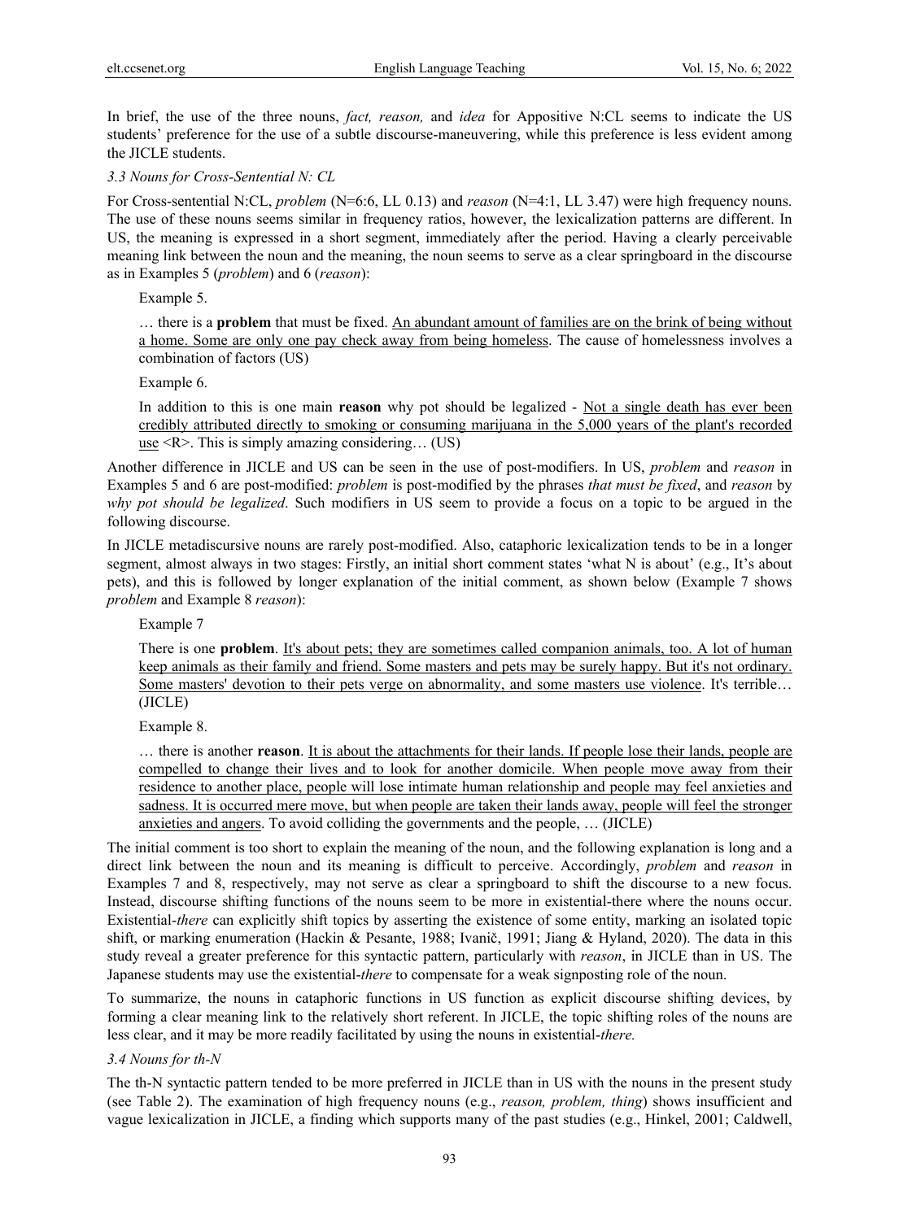In brief, the use of the three nouns, *fact, reason,* and *idea* for Appositive N:CL seems to indicate the US students' preference for the use of a subtle discourse-maneuvering, while this preference is less evident among the JICLE students.

### *3.3 Nouns for Cross-Sentential N: CL*

For Cross-sentential N:CL, *problem* (N=6:6, LL 0.13) and *reason* (N=4:1, LL 3.47) were high frequency nouns. The use of these nouns seems similar in frequency ratios, however, the lexicalization patterns are different. In US, the meaning is expressed in a short segment, immediately after the period. Having a clearly perceivable meaning link between the noun and the meaning, the noun seems to serve as a clear springboard in the discourse as in Examples 5 (*problem*) and 6 (*reason*):

Example 5.

> … there is a **problem** that must be fixed. <u>An abundant amount of families are on the brink of being without a home. Some are only one pay check away from being homeless</u>. The cause of homelessness involves a combination of factors (US)

Example 6.

> In addition to this is one main **reason** why pot should be legalized - <u>Not a single death has ever been credibly attributed directly to smoking or consuming marijuana in the 5,000 years of the plant's recorded use</u> <R>. This is simply amazing considering… (US)

Another difference in JICLE and US can be seen in the use of post-modifiers. In US, *problem* and *reason* in Examples 5 and 6 are post-modified: *problem* is post-modified by the phrases *that must be fixed*, and *reason* by *why pot should be legalized*. Such modifiers in US seem to provide a focus on a topic to be argued in the following discourse.

In JICLE metadiscursive nouns are rarely post-modified. Also, cataphoric lexicalization tends to be in a longer segment, almost always in two stages: Firstly, an initial short comment states 'what N is about' (e.g., It's about pets), and this is followed by longer explanation of the initial comment, as shown below (Example 7 shows *problem* and Example 8 *reason*):

Example 7

> There is one **problem**. <u>It's about pets; they are sometimes called companion animals, too. A lot of human keep animals as their family and friend. Some masters and pets may be surely happy. But it's not ordinary. Some masters' devotion to their pets verge on abnormality, and some masters use violence</u>. It's terrible… (JICLE)

Example 8.

> … there is another **reason**. <u>It is about the attachments for their lands. If people lose their lands, people are compelled to change their lives and to look for another domicile. When people move away from their residence to another place, people will lose intimate human relationship and people may feel anxieties and sadness. It is occurred mere move, but when people are taken their lands away, people will feel the stronger anxieties and angers</u>. To avoid colliding the governments and the people, … (JICLE)

The initial comment is too short to explain the meaning of the noun, and the following explanation is long and a direct link between the noun and its meaning is difficult to perceive. Accordingly, *problem* and *reason* in Examples 7 and 8, respectively, may not serve as clear a springboard to shift the discourse to a new focus. Instead, discourse shifting functions of the nouns seem to be more in existential-there where the nouns occur. Existential-*there* can explicitly shift topics by asserting the existence of some entity, marking an isolated topic shift, or marking enumeration (Hackin & Pesante, 1988; Ivanič, 1991; Jiang & Hyland, 2020). The data in this study reveal a greater preference for this syntactic pattern, particularly with *reason*, in JICLE than in US. The Japanese students may use the existential-*there* to compensate for a weak signposting role of the noun.

To summarize, the nouns in cataphoric functions in US function as explicit discourse shifting devices, by forming a clear meaning link to the relatively short referent. In JICLE, the topic shifting roles of the nouns are less clear, and it may be more readily facilitated by using the nouns in existential-*there.*

### *3.4 Nouns for th-N*

The th-N syntactic pattern tended to be more preferred in JICLE than in US with the nouns in the present study (see Table 2). The examination of high frequency nouns (e.g., *reason, problem, thing*) shows insufficient and vague lexicalization in JICLE, a finding which supports many of the past studies (e.g., Hinkel, 2001; Caldwell,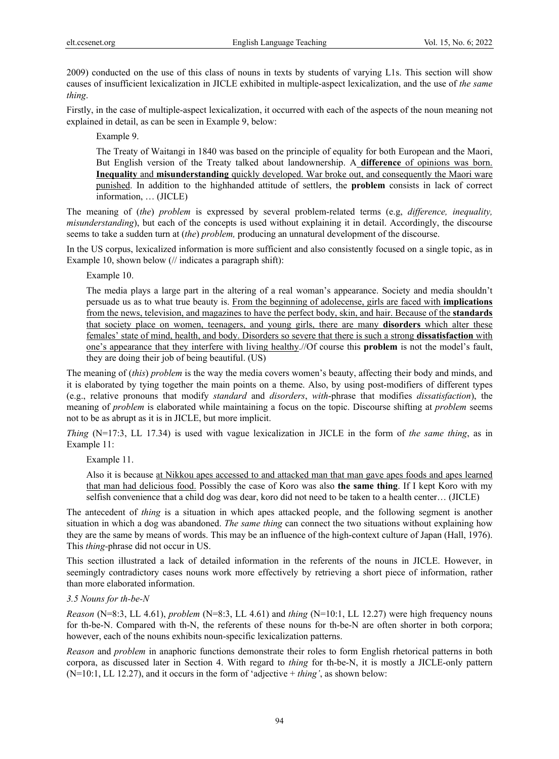2009) conducted on the use of this class of nouns in texts by students of varying L1s. This section will show causes of insufficient lexicalization in JICLE exhibited in multiple-aspect lexicalization, and the use of *the same thing*.

Firstly, in the case of multiple-aspect lexicalization, it occurred with each of the aspects of the noun meaning not explained in detail, as can be seen in Example 9, below:

> Example 9.
>
> The Treaty of Waitangi in 1840 was based on the principle of equality for both European and the Maori, But English version of the Treaty talked about landownership. A **difference** of opinions was born. **Inequality** and **misunderstanding** quickly developed. War broke out, and consequently the Maori ware punished. In addition to the highhanded attitude of settlers, the **problem** consists in lack of correct information, … (JICLE)

The meaning of (*the*) *problem* is expressed by several problem-related terms (e.g, *difference, inequality, misunderstanding*), but each of the concepts is used without explaining it in detail. Accordingly, the discourse seems to take a sudden turn at (*the*) *problem,* producing an unnatural development of the discourse.

In the US corpus, lexicalized information is more sufficient and also consistently focused on a single topic, as in Example 10, shown below (// indicates a paragraph shift):

> Example 10.
>
> The media plays a large part in the altering of a real woman's appearance. Society and media shouldn't persuade us as to what true beauty is. From the beginning of adolecense, girls are faced with **implications** from the news, television, and magazines to have the perfect body, skin, and hair. Because of the **standards** that society place on women, teenagers, and young girls, there are many **disorders** which alter these females' state of mind, health, and body. Disorders so severe that there is such a strong **dissatisfaction** with one's appearance that they interfere with living healthy.//Of course this **problem** is not the model's fault, they are doing their job of being beautiful. (US)

The meaning of (*this*) *problem* is the way the media covers women's beauty, affecting their body and minds, and it is elaborated by tying together the main points on a theme. Also, by using post-modifiers of different types (e.g., relative pronouns that modify *standard* and *disorders*, *with*-phrase that modifies *dissatisfaction*), the meaning of *problem* is elaborated while maintaining a focus on the topic. Discourse shifting at *problem* seems not to be as abrupt as it is in JICLE, but more implicit.

*Thing* (N=17:3, LL 17.34) is used with vague lexicalization in JICLE in the form of *the same thing*, as in Example 11:

> Example 11.
>
> Also it is because at Nikkou apes accessed to and attacked man that man gave apes foods and apes learned that man had delicious food. Possibly the case of Koro was also **the same thing**. If I kept Koro with my selfish convenience that a child dog was dear, koro did not need to be taken to a health center… (JICLE)

The antecedent of *thing* is a situation in which apes attacked people, and the following segment is another situation in which a dog was abandoned. *The same thing* can connect the two situations without explaining how they are the same by means of words. This may be an influence of the high-context culture of Japan (Hall, 1976). This *thing*-phrase did not occur in US.

This section illustrated a lack of detailed information in the referents of the nouns in JICLE. However, in seemingly contradictory cases nouns work more effectively by retrieving a short piece of information, rather than more elaborated information.

### 3.5 Nouns for th-be-N

*Reason* (N=8:3, LL 4.61), *problem* (N=8:3, LL 4.61) and *thing* (N=10:1, LL 12.27) were high frequency nouns for th-be-N. Compared with th-N, the referents of these nouns for th-be-N are often shorter in both corpora; however, each of the nouns exhibits noun-specific lexicalization patterns.

*Reason* and *problem* in anaphoric functions demonstrate their roles to form English rhetorical patterns in both corpora, as discussed later in Section 4. With regard to *thing* for th-be-N, it is mostly a JICLE-only pattern (N=10:1, LL 12.27), and it occurs in the form of 'adjective + *thing'*, as shown below: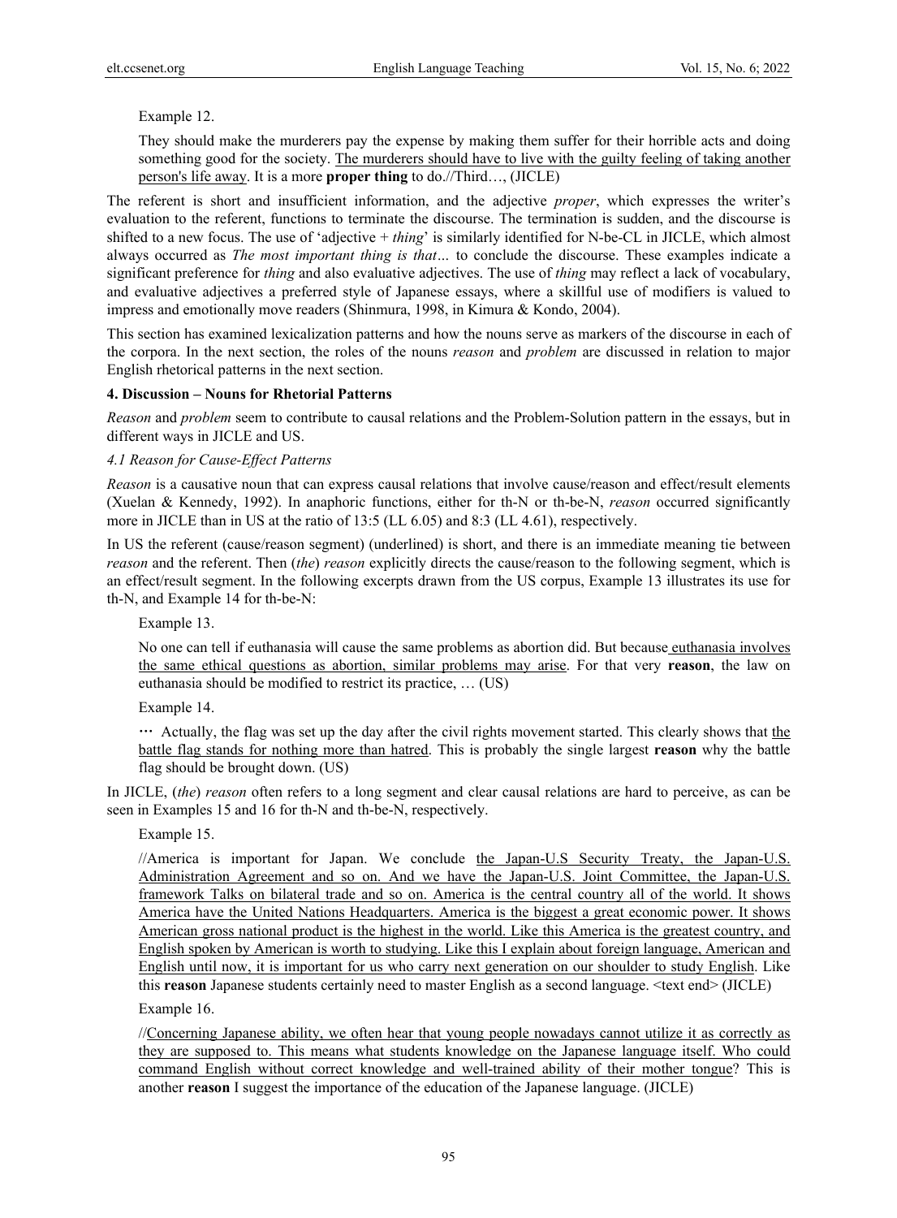Example 12.

They should make the murderers pay the expense by making them suffer for their horrible acts and doing something good for the society. <u>The murderers should have to live with the guilty feeling of taking another person's life away</u>. It is a more **proper thing** to do.//Third…, (JICLE)

The referent is short and insufficient information, and the adjective *proper*, which expresses the writer's evaluation to the referent, functions to terminate the discourse. The termination is sudden, and the discourse is shifted to a new focus. The use of 'adjective + *thing*' is similarly identified for N-be-CL in JICLE, which almost always occurred as *The most important thing is that…* to conclude the discourse. These examples indicate a significant preference for *thing* and also evaluative adjectives. The use of *thing* may reflect a lack of vocabulary, and evaluative adjectives a preferred style of Japanese essays, where a skillful use of modifiers is valued to impress and emotionally move readers (Shinmura, 1998, in Kimura & Kondo, 2004).

This section has examined lexicalization patterns and how the nouns serve as markers of the discourse in each of the corpora. In the next section, the roles of the nouns *reason* and *problem* are discussed in relation to major English rhetorical patterns in the next section.

## 4. Discussion – Nouns for Rhetorial Patterns

*Reason* and *problem* seem to contribute to causal relations and the Problem-Solution pattern in the essays, but in different ways in JICLE and US.

### *4.1 Reason for Cause-Effect Patterns*

*Reason* is a causative noun that can express causal relations that involve cause/reason and effect/result elements (Xuelan & Kennedy, 1992). In anaphoric functions, either for th-N or th-be-N, *reason* occurred significantly more in JICLE than in US at the ratio of 13:5 (LL 6.05) and 8:3 (LL 4.61), respectively.

In US the referent (cause/reason segment) (underlined) is short, and there is an immediate meaning tie between *reason* and the referent. Then (*the*) *reason* explicitly directs the cause/reason to the following segment, which is an effect/result segment. In the following excerpts drawn from the US corpus, Example 13 illustrates its use for th-N, and Example 14 for th-be-N:

Example 13.

No one can tell if euthanasia will cause the same problems as abortion did. But because <u>euthanasia involves the same ethical questions as abortion, similar problems may arise</u>. For that very **reason**, the law on euthanasia should be modified to restrict its practice, … (US)

Example 14.

… Actually, the flag was set up the day after the civil rights movement started. This clearly shows that <u>the battle flag stands for nothing more than hatred</u>. This is probably the single largest **reason** why the battle flag should be brought down. (US)

In JICLE, (*the*) *reason* often refers to a long segment and clear causal relations are hard to perceive, as can be seen in Examples 15 and 16 for th-N and th-be-N, respectively.

Example 15.

//America is important for Japan. We conclude <u>the Japan-U.S Security Treaty, the Japan-U.S. Administration Agreement and so on. And we have the Japan-U.S. Joint Committee, the Japan-U.S. framework Talks on bilateral trade and so on. America is the central country all of the world. It shows America have the United Nations Headquarters. America is the biggest a great economic power. It shows American gross national product is the highest in the world. Like this America is the greatest country, and English spoken by American is worth to studying. Like this I explain about foreign language, American and English until now, it is important for us who carry next generation on our shoulder to study English</u>. Like this **reason** Japanese students certainly need to master English as a second language. <text end> (JICLE)

Example 16.

//<u>Concerning Japanese ability, we often hear that young people nowadays cannot utilize it as correctly as they are supposed to. This means what students knowledge on the Japanese language itself. Who could command English without correct knowledge and well-trained ability of their mother tongue</u>? This is another **reason** I suggest the importance of the education of the Japanese language. (JICLE)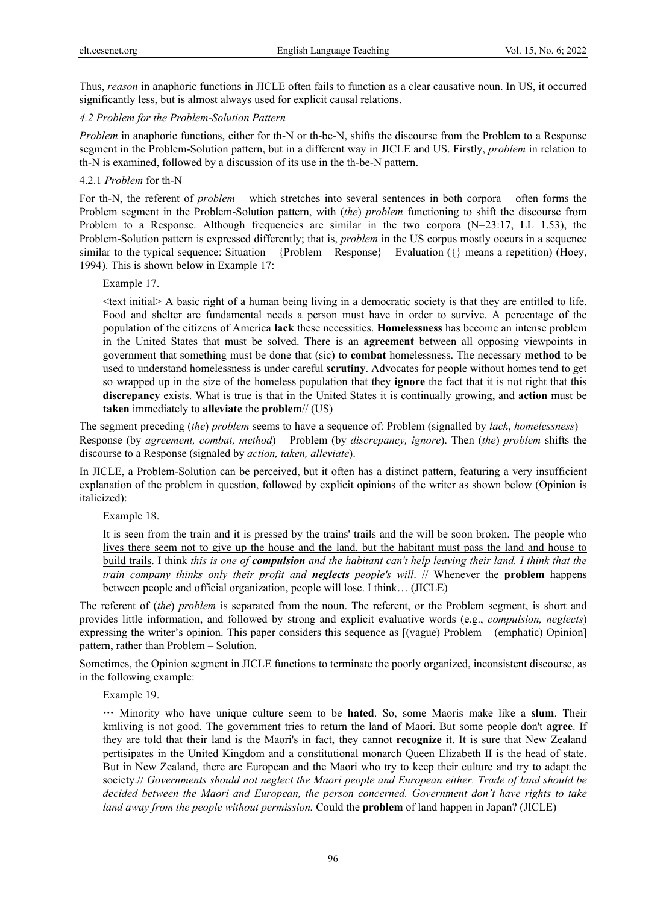Thus, *reason* in anaphoric functions in JICLE often fails to function as a clear causative noun. In US, it occurred significantly less, but is almost always used for explicit causal relations.

### *4.2 Problem for the Problem-Solution Pattern*

*Problem* in anaphoric functions, either for th-N or th-be-N, shifts the discourse from the Problem to a Response segment in the Problem-Solution pattern, but in a different way in JICLE and US. Firstly, *problem* in relation to th-N is examined, followed by a discussion of its use in the th-be-N pattern.

#### 4.2.1 *Problem* for th-N

For th-N, the referent of *problem* – which stretches into several sentences in both corpora – often forms the Problem segment in the Problem-Solution pattern, with (*the*) *problem* functioning to shift the discourse from Problem to a Response. Although frequencies are similar in the two corpora (N=23:17, LL 1.53), the Problem-Solution pattern is expressed differently; that is, *problem* in the US corpus mostly occurs in a sequence similar to the typical sequence: Situation – {Problem – Response} – Evaluation ({} means a repetition) (Hoey, 1994). This is shown below in Example 17:

> Example 17.
>
> <text initial> A basic right of a human being living in a democratic society is that they are entitled to life. Food and shelter are fundamental needs a person must have in order to survive. A percentage of the population of the citizens of America **lack** these necessities. **Homelessness** has become an intense problem in the United States that must be solved. There is an **agreement** between all opposing viewpoints in government that something must be done that (sic) to **combat** homelessness. The necessary **method** to be used to understand homelessness is under careful **scrutiny**. Advocates for people without homes tend to get so wrapped up in the size of the homeless population that they **ignore** the fact that it is not right that this **discrepancy** exists. What is true is that in the United States it is continually growing, and **action** must be **taken** immediately to **alleviate** the **problem**// (US)

The segment preceding (*the*) *problem* seems to have a sequence of: Problem (signalled by *lack*, *homelessness*) – Response (by *agreement, combat, method*) – Problem (by *discrepancy, ignore*). Then (*the*) *problem* shifts the discourse to a Response (signaled by *action, taken, alleviate*).

In JICLE, a Problem-Solution can be perceived, but it often has a distinct pattern, featuring a very insufficient explanation of the problem in question, followed by explicit opinions of the writer as shown below (Opinion is italicized):

> Example 18.
>
> It is seen from the train and it is pressed by the trains' trails and the will be soon broken. <u>The people who lives there seem not to give up the house and the land, but the habitant must pass the land and house to build trails</u>. I think *this is one of* ***compulsion*** *and the habitant can't help leaving their land. I think that the train company thinks only their profit and* ***neglects*** *people's will*. // Whenever the **problem** happens between people and official organization, people will lose. I think… (JICLE)

The referent of (*the*) *problem* is separated from the noun. The referent, or the Problem segment, is short and provides little information, and followed by strong and explicit evaluative words (e.g., *compulsion, neglects*) expressing the writer's opinion. This paper considers this sequence as [(vague) Problem – (emphatic) Opinion] pattern, rather than Problem – Solution.

Sometimes, the Opinion segment in JICLE functions to terminate the poorly organized, inconsistent discourse, as in the following example:

> Example 19.
>
> … <u>Minority who have unique culture seem to be **hated**. So, some Maoris make like a **slum**. Their kmliving is not good. The government tries to return the land of Maori. But some people don't **agree**. If they are told that their land is the Maori's in fact, they cannot **recognize** it</u>. It is sure that New Zealand pertisipates in the United Kingdom and a constitutional monarch Queen Elizabeth II is the head of state. But in New Zealand, there are European and the Maori who try to keep their culture and try to adapt the society.// *Governments should not neglect the Maori people and European either. Trade of land should be decided between the Maori and European, the person concerned. Government don't have rights to take land away from the people without permission.* Could the **problem** of land happen in Japan? (JICLE)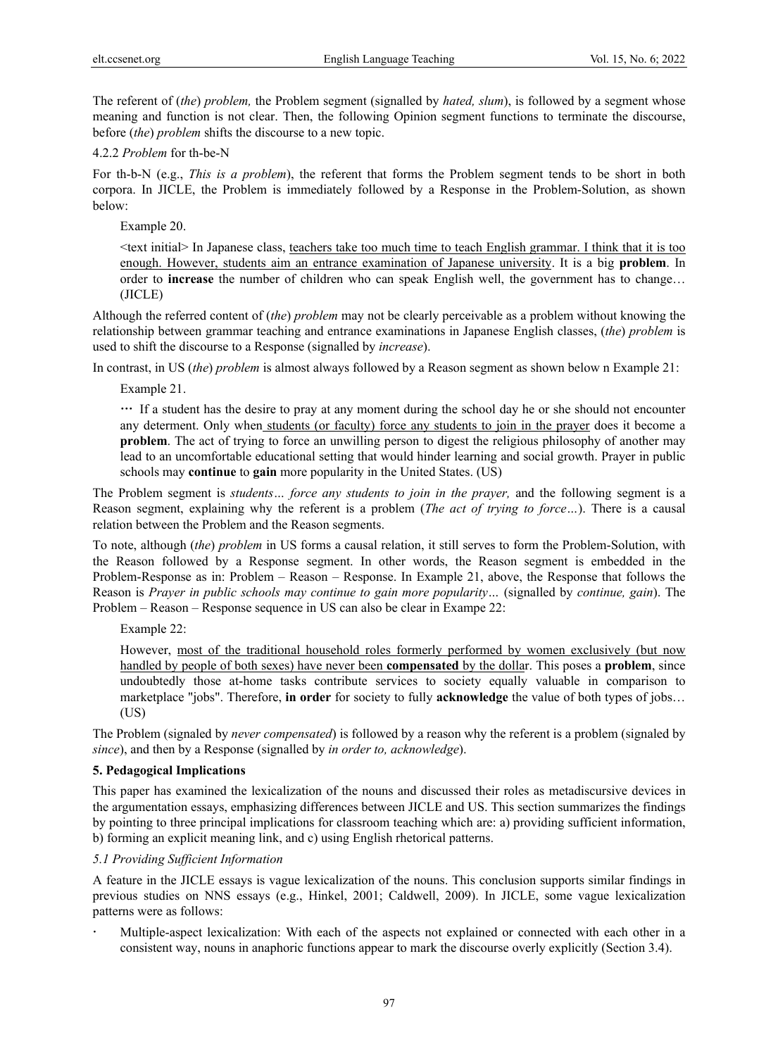The referent of (*the*) *problem,* the Problem segment (signalled by *hated, slum*), is followed by a segment whose meaning and function is not clear. Then, the following Opinion segment functions to terminate the discourse, before (*the*) *problem* shifts the discourse to a new topic.

4.2.2 *Problem* for th-be-N

For th-b-N (e.g., *This is a problem*), the referent that forms the Problem segment tends to be short in both corpora. In JICLE, the Problem is immediately followed by a Response in the Problem-Solution, as shown below:

Example 20.

<text initial> In Japanese class, teachers take too much time to teach English grammar. I think that it is too enough. However, students aim an entrance examination of Japanese university. It is a big **problem**. In order to **increase** the number of children who can speak English well, the government has to change… (JICLE)

Although the referred content of (*the*) *problem* may not be clearly perceivable as a problem without knowing the relationship between grammar teaching and entrance examinations in Japanese English classes, (*the*) *problem* is used to shift the discourse to a Response (signalled by *increase*).

In contrast, in US (*the*) *problem* is almost always followed by a Reason segment as shown below n Example 21:

Example 21.

… If a student has the desire to pray at any moment during the school day he or she should not encounter any determent. Only when students (or faculty) force any students to join in the prayer does it become a **problem**. The act of trying to force an unwilling person to digest the religious philosophy of another may lead to an uncomfortable educational setting that would hinder learning and social growth. Prayer in public schools may **continue** to **gain** more popularity in the United States. (US)

The Problem segment is *students… force any students to join in the prayer,* and the following segment is a Reason segment, explaining why the referent is a problem (*The act of trying to force…*). There is a causal relation between the Problem and the Reason segments.

To note, although (*the*) *problem* in US forms a causal relation, it still serves to form the Problem-Solution, with the Reason followed by a Response segment. In other words, the Reason segment is embedded in the Problem-Response as in: Problem – Reason – Response. In Example 21, above, the Response that follows the Reason is *Prayer in public schools may continue to gain more popularity…* (signalled by *continue, gain*). The Problem – Reason – Response sequence in US can also be clear in Exampe 22:

Example 22:

However, most of the traditional household roles formerly performed by women exclusively (but now handled by people of both sexes) have never been **compensated** by the dollar. This poses a **problem**, since undoubtedly those at-home tasks contribute services to society equally valuable in comparison to marketplace "jobs". Therefore, **in order** for society to fully **acknowledge** the value of both types of jobs… (US)

The Problem (signaled by *never compensated*) is followed by a reason why the referent is a problem (signaled by *since*), and then by a Response (signalled by *in order to, acknowledge*).

## 5. Pedagogical Implications

This paper has examined the lexicalization of the nouns and discussed their roles as metadiscursive devices in the argumentation essays, emphasizing differences between JICLE and US. This section summarizes the findings by pointing to three principal implications for classroom teaching which are: a) providing sufficient information, b) forming an explicit meaning link, and c) using English rhetorical patterns.

### *5.1 Providing Sufficient Information*

A feature in the JICLE essays is vague lexicalization of the nouns. This conclusion supports similar findings in previous studies on NNS essays (e.g., Hinkel, 2001; Caldwell, 2009). In JICLE, some vague lexicalization patterns were as follows:

- Multiple-aspect lexicalization: With each of the aspects not explained or connected with each other in a consistent way, nouns in anaphoric functions appear to mark the discourse overly explicitly (Section 3.4).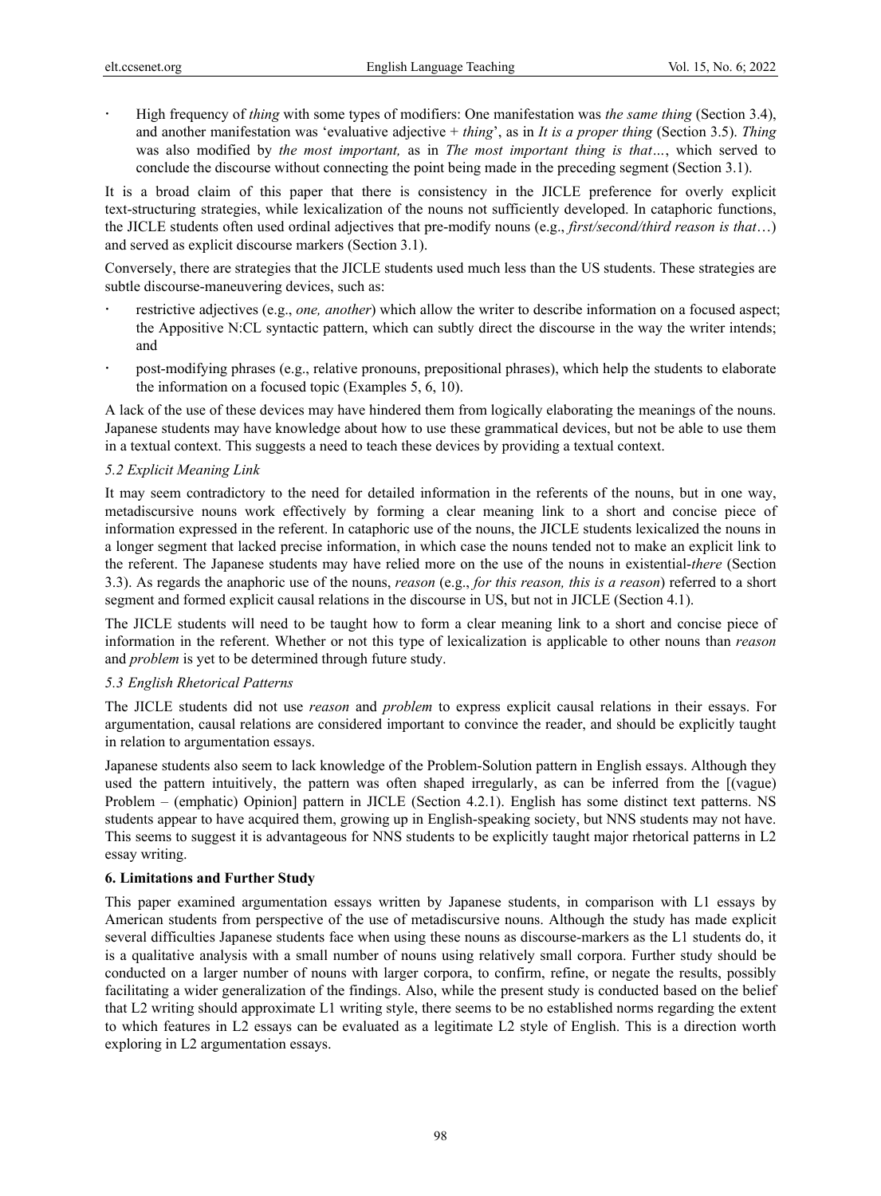- High frequency of *thing* with some types of modifiers: One manifestation was *the same thing* (Section 3.4), and another manifestation was 'evaluative adjective + *thing*', as in *It is a proper thing* (Section 3.5). *Thing* was also modified by *the most important,* as in *The most important thing is that…*, which served to conclude the discourse without connecting the point being made in the preceding segment (Section 3.1).

It is a broad claim of this paper that there is consistency in the JICLE preference for overly explicit text-structuring strategies, while lexicalization of the nouns not sufficiently developed. In cataphoric functions, the JICLE students often used ordinal adjectives that pre-modify nouns (e.g., *first/second/third reason is that*…) and served as explicit discourse markers (Section 3.1).

Conversely, there are strategies that the JICLE students used much less than the US students. These strategies are subtle discourse-maneuvering devices, such as:

- restrictive adjectives (e.g., *one, another*) which allow the writer to describe information on a focused aspect; the Appositive N:CL syntactic pattern, which can subtly direct the discourse in the way the writer intends; and
- post-modifying phrases (e.g., relative pronouns, prepositional phrases), which help the students to elaborate the information on a focused topic (Examples 5, 6, 10).

A lack of the use of these devices may have hindered them from logically elaborating the meanings of the nouns. Japanese students may have knowledge about how to use these grammatical devices, but not be able to use them in a textual context. This suggests a need to teach these devices by providing a textual context.

### *5.2 Explicit Meaning Link*

It may seem contradictory to the need for detailed information in the referents of the nouns, but in one way, metadiscursive nouns work effectively by forming a clear meaning link to a short and concise piece of information expressed in the referent. In cataphoric use of the nouns, the JICLE students lexicalized the nouns in a longer segment that lacked precise information, in which case the nouns tended not to make an explicit link to the referent. The Japanese students may have relied more on the use of the nouns in existential-*there* (Section 3.3). As regards the anaphoric use of the nouns, *reason* (e.g., *for this reason, this is a reason*) referred to a short segment and formed explicit causal relations in the discourse in US, but not in JICLE (Section 4.1).

The JICLE students will need to be taught how to form a clear meaning link to a short and concise piece of information in the referent. Whether or not this type of lexicalization is applicable to other nouns than *reason* and *problem* is yet to be determined through future study.

### *5.3 English Rhetorical Patterns*

The JICLE students did not use *reason* and *problem* to express explicit causal relations in their essays. For argumentation, causal relations are considered important to convince the reader, and should be explicitly taught in relation to argumentation essays.

Japanese students also seem to lack knowledge of the Problem-Solution pattern in English essays. Although they used the pattern intuitively, the pattern was often shaped irregularly, as can be inferred from the [(vague) Problem – (emphatic) Opinion] pattern in JICLE (Section 4.2.1). English has some distinct text patterns. NS students appear to have acquired them, growing up in English-speaking society, but NNS students may not have. This seems to suggest it is advantageous for NNS students to be explicitly taught major rhetorical patterns in L2 essay writing.

## **6. Limitations and Further Study**

This paper examined argumentation essays written by Japanese students, in comparison with L1 essays by American students from perspective of the use of metadiscursive nouns. Although the study has made explicit several difficulties Japanese students face when using these nouns as discourse-markers as the L1 students do, it is a qualitative analysis with a small number of nouns using relatively small corpora. Further study should be conducted on a larger number of nouns with larger corpora, to confirm, refine, or negate the results, possibly facilitating a wider generalization of the findings. Also, while the present study is conducted based on the belief that L2 writing should approximate L1 writing style, there seems to be no established norms regarding the extent to which features in L2 essays can be evaluated as a legitimate L2 style of English. This is a direction worth exploring in L2 argumentation essays.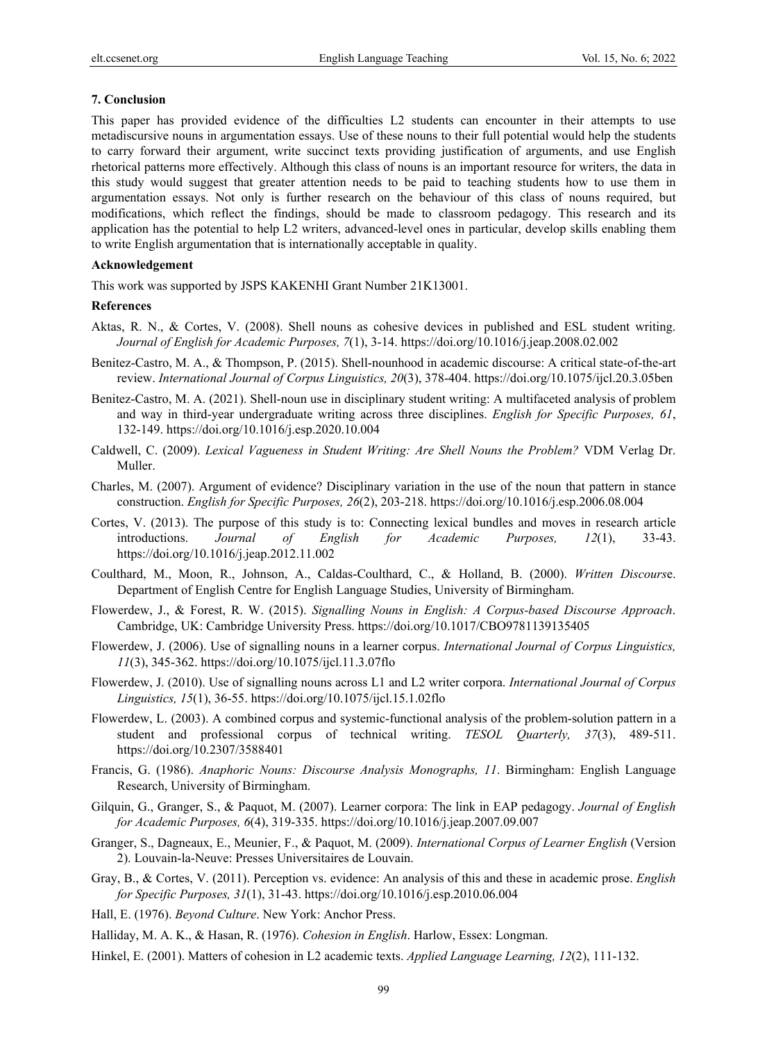## 7. Conclusion

This paper has provided evidence of the difficulties L2 students can encounter in their attempts to use metadiscursive nouns in argumentation essays. Use of these nouns to their full potential would help the students to carry forward their argument, write succinct texts providing justification of arguments, and use English rhetorical patterns more effectively. Although this class of nouns is an important resource for writers, the data in this study would suggest that greater attention needs to be paid to teaching students how to use them in argumentation essays. Not only is further research on the behaviour of this class of nouns required, but modifications, which reflect the findings, should be made to classroom pedagogy. This research and its application has the potential to help L2 writers, advanced-level ones in particular, develop skills enabling them to write English argumentation that is internationally acceptable in quality.

## Acknowledgement

This work was supported by JSPS KAKENHI Grant Number 21K13001.

## References

Aktas, R. N., & Cortes, V. (2008). Shell nouns as cohesive devices in published and ESL student writing. *Journal of English for Academic Purposes, 7*(1), 3-14. https://doi.org/10.1016/j.jeap.2008.02.002

Benitez-Castro, M. A., & Thompson, P. (2015). Shell-nounhood in academic discourse: A critical state-of-the-art review. *International Journal of Corpus Linguistics, 20*(3), 378-404. https://doi.org/10.1075/ijcl.20.3.05ben

Benitez-Castro, M. A. (2021). Shell-noun use in disciplinary student writing: A multifaceted analysis of problem and way in third-year undergraduate writing across three disciplines. *English for Specific Purposes, 61*, 132-149. https://doi.org/10.1016/j.esp.2020.10.004

Caldwell, C. (2009). *Lexical Vagueness in Student Writing: Are Shell Nouns the Problem?* VDM Verlag Dr. Muller.

Charles, M. (2007). Argument of evidence? Disciplinary variation in the use of the noun that pattern in stance construction. *English for Specific Purposes, 26*(2), 203-218. https://doi.org/10.1016/j.esp.2006.08.004

Cortes, V. (2013). The purpose of this study is to: Connecting lexical bundles and moves in research article introductions. *Journal of English for Academic Purposes, 12*(1), 33-43. https://doi.org/10.1016/j.jeap.2012.11.002

Coulthard, M., Moon, R., Johnson, A., Caldas-Coulthard, C., & Holland, B. (2000). *Written Discourse*. Department of English Centre for English Language Studies, University of Birmingham.

Flowerdew, J., & Forest, R. W. (2015). *Signalling Nouns in English: A Corpus-based Discourse Approach*. Cambridge, UK: Cambridge University Press. https://doi.org/10.1017/CBO9781139135405

Flowerdew, J. (2006). Use of signalling nouns in a learner corpus. *International Journal of Corpus Linguistics, 11*(3), 345-362. https://doi.org/10.1075/ijcl.11.3.07flo

Flowerdew, J. (2010). Use of signalling nouns across L1 and L2 writer corpora. *International Journal of Corpus Linguistics, 15*(1), 36-55. https://doi.org/10.1075/ijcl.15.1.02flo

Flowerdew, L. (2003). A combined corpus and systemic-functional analysis of the problem-solution pattern in a student and professional corpus of technical writing. *TESOL Quarterly, 37*(3), 489-511. https://doi.org/10.2307/3588401

Francis, G. (1986). *Anaphoric Nouns: Discourse Analysis Monographs, 11*. Birmingham: English Language Research, University of Birmingham.

Gilquin, G., Granger, S., & Paquot, M. (2007). Learner corpora: The link in EAP pedagogy. *Journal of English for Academic Purposes, 6*(4), 319-335. https://doi.org/10.1016/j.jeap.2007.09.007

Granger, S., Dagneaux, E., Meunier, F., & Paquot, M. (2009). *International Corpus of Learner English* (Version 2). Louvain-la-Neuve: Presses Universitaires de Louvain.

Gray, B., & Cortes, V. (2011). Perception vs. evidence: An analysis of this and these in academic prose. *English for Specific Purposes, 31*(1), 31-43. https://doi.org/10.1016/j.esp.2010.06.004

Hall, E. (1976). *Beyond Culture*. New York: Anchor Press.

Halliday, M. A. K., & Hasan, R. (1976). *Cohesion in English*. Harlow, Essex: Longman.

Hinkel, E. (2001). Matters of cohesion in L2 academic texts. *Applied Language Learning, 12*(2), 111-132.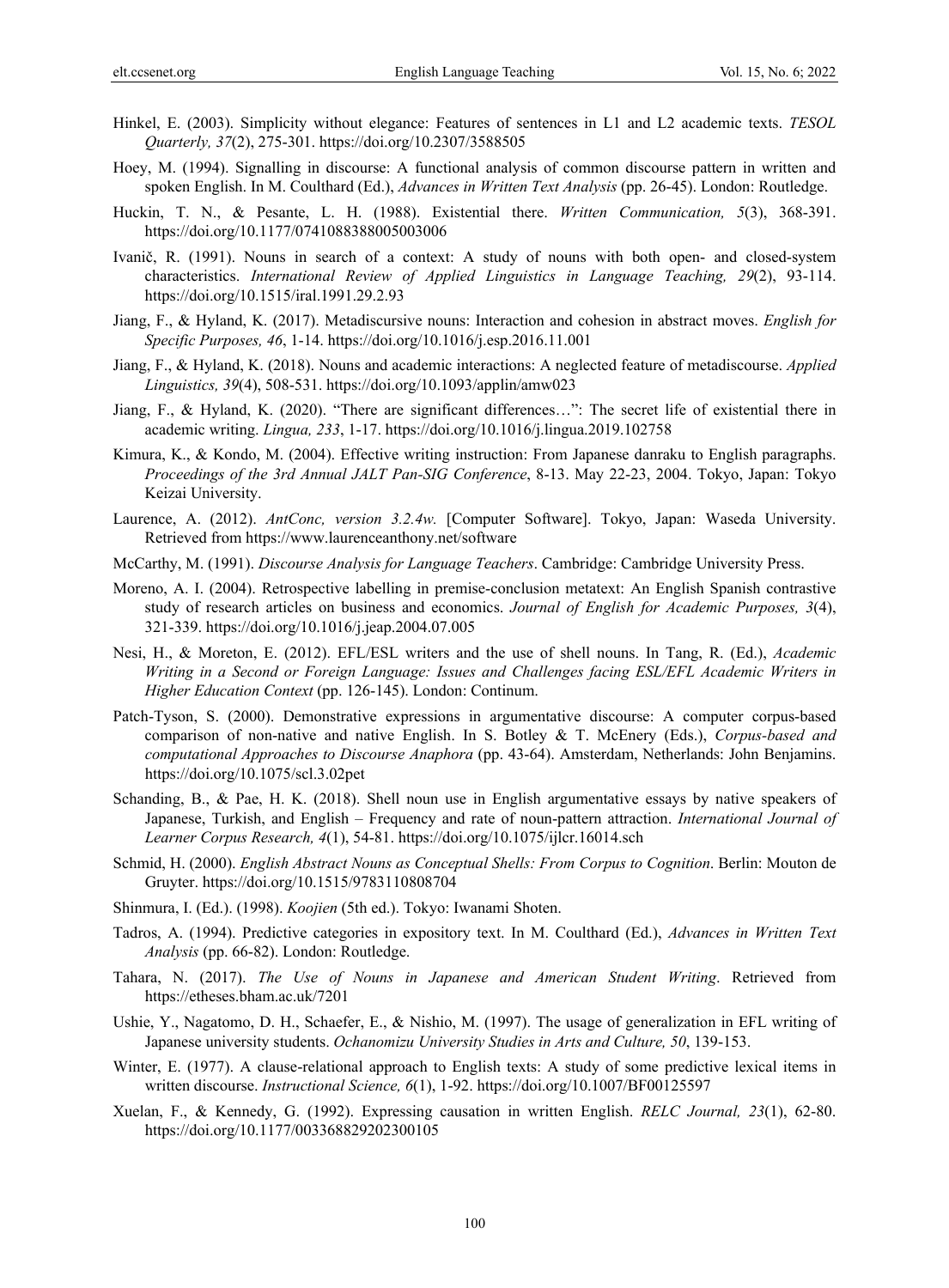Hinkel, E. (2003). Simplicity without elegance: Features of sentences in L1 and L2 academic texts. *TESOL Quarterly, 37*(2), 275-301. https://doi.org/10.2307/3588505

Hoey, M. (1994). Signalling in discourse: A functional analysis of common discourse pattern in written and spoken English. In M. Coulthard (Ed.), *Advances in Written Text Analysis* (pp. 26-45). London: Routledge.

Huckin, T. N., & Pesante, L. H. (1988). Existential there. *Written Communication, 5*(3), 368-391. https://doi.org/10.1177/0741088388005003006

Ivanič, R. (1991). Nouns in search of a context: A study of nouns with both open- and closed-system characteristics. *International Review of Applied Linguistics in Language Teaching, 29*(2), 93-114. https://doi.org/10.1515/iral.1991.29.2.93

Jiang, F., & Hyland, K. (2017). Metadiscursive nouns: Interaction and cohesion in abstract moves. *English for Specific Purposes, 46*, 1-14. https://doi.org/10.1016/j.esp.2016.11.001

Jiang, F., & Hyland, K. (2018). Nouns and academic interactions: A neglected feature of metadiscourse. *Applied Linguistics, 39*(4), 508-531. https://doi.org/10.1093/applin/amw023

Jiang, F., & Hyland, K. (2020). "There are significant differences…": The secret life of existential there in academic writing. *Lingua, 233*, 1-17. https://doi.org/10.1016/j.lingua.2019.102758

Kimura, K., & Kondo, M. (2004). Effective writing instruction: From Japanese danraku to English paragraphs. *Proceedings of the 3rd Annual JALT Pan-SIG Conference*, 8-13. May 22-23, 2004. Tokyo, Japan: Tokyo Keizai University.

Laurence, A. (2012). *AntConc, version 3.2.4w.* [Computer Software]. Tokyo, Japan: Waseda University. Retrieved from https://www.laurenceanthony.net/software

McCarthy, M. (1991). *Discourse Analysis for Language Teachers*. Cambridge: Cambridge University Press.

Moreno, A. I. (2004). Retrospective labelling in premise-conclusion metatext: An English Spanish contrastive study of research articles on business and economics. *Journal of English for Academic Purposes, 3*(4), 321-339. https://doi.org/10.1016/j.jeap.2004.07.005

Nesi, H., & Moreton, E. (2012). EFL/ESL writers and the use of shell nouns. In Tang, R. (Ed.), *Academic Writing in a Second or Foreign Language: Issues and Challenges facing ESL/EFL Academic Writers in Higher Education Context* (pp. 126-145). London: Continum.

Patch-Tyson, S. (2000). Demonstrative expressions in argumentative discourse: A computer corpus-based comparison of non-native and native English. In S. Botley & T. McEnery (Eds.), *Corpus-based and computational Approaches to Discourse Anaphora* (pp. 43-64). Amsterdam, Netherlands: John Benjamins. https://doi.org/10.1075/scl.3.02pet

Schanding, B., & Pae, H. K. (2018). Shell noun use in English argumentative essays by native speakers of Japanese, Turkish, and English – Frequency and rate of noun-pattern attraction. *International Journal of Learner Corpus Research, 4*(1), 54-81. https://doi.org/10.1075/ijlcr.16014.sch

Schmid, H. (2000). *English Abstract Nouns as Conceptual Shells: From Corpus to Cognition*. Berlin: Mouton de Gruyter. https://doi.org/10.1515/9783110808704

Shinmura, I. (Ed.). (1998). *Koojien* (5th ed.). Tokyo: Iwanami Shoten.

Tadros, A. (1994). Predictive categories in expository text. In M. Coulthard (Ed.), *Advances in Written Text Analysis* (pp. 66-82). London: Routledge.

Tahara, N. (2017). *The Use of Nouns in Japanese and American Student Writing*. Retrieved from https://etheses.bham.ac.uk/7201

Ushie, Y., Nagatomo, D. H., Schaefer, E., & Nishio, M. (1997). The usage of generalization in EFL writing of Japanese university students. *Ochanomizu University Studies in Arts and Culture, 50*, 139-153.

Winter, E. (1977). A clause-relational approach to English texts: A study of some predictive lexical items in written discourse. *Instructional Science, 6*(1), 1-92. https://doi.org/10.1007/BF00125597

Xuelan, F., & Kennedy, G. (1992). Expressing causation in written English. *RELC Journal, 23*(1), 62-80. https://doi.org/10.1177/003368829202300105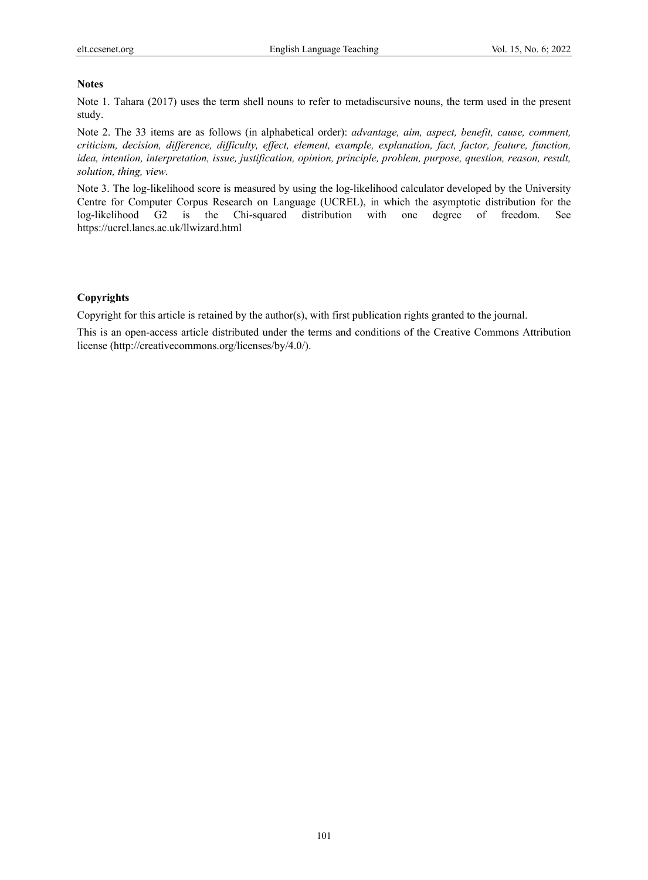## Notes

Note 1. Tahara (2017) uses the term shell nouns to refer to metadiscursive nouns, the term used in the present study.

Note 2. The 33 items are as follows (in alphabetical order): *advantage, aim, aspect, benefit, cause, comment, criticism, decision, difference, difficulty, effect, element, example, explanation, fact, factor, feature, function, idea, intention, interpretation, issue, justification, opinion, principle, problem, purpose, question, reason, result, solution, thing, view.*

Note 3. The log-likelihood score is measured by using the log-likelihood calculator developed by the University Centre for Computer Corpus Research on Language (UCREL), in which the asymptotic distribution for the log-likelihood G2 is the Chi-squared distribution with one degree of freedom. See https://ucrel.lancs.ac.uk/llwizard.html

## Copyrights

Copyright for this article is retained by the author(s), with first publication rights granted to the journal.

This is an open-access article distributed under the terms and conditions of the Creative Commons Attribution license (http://creativecommons.org/licenses/by/4.0/).